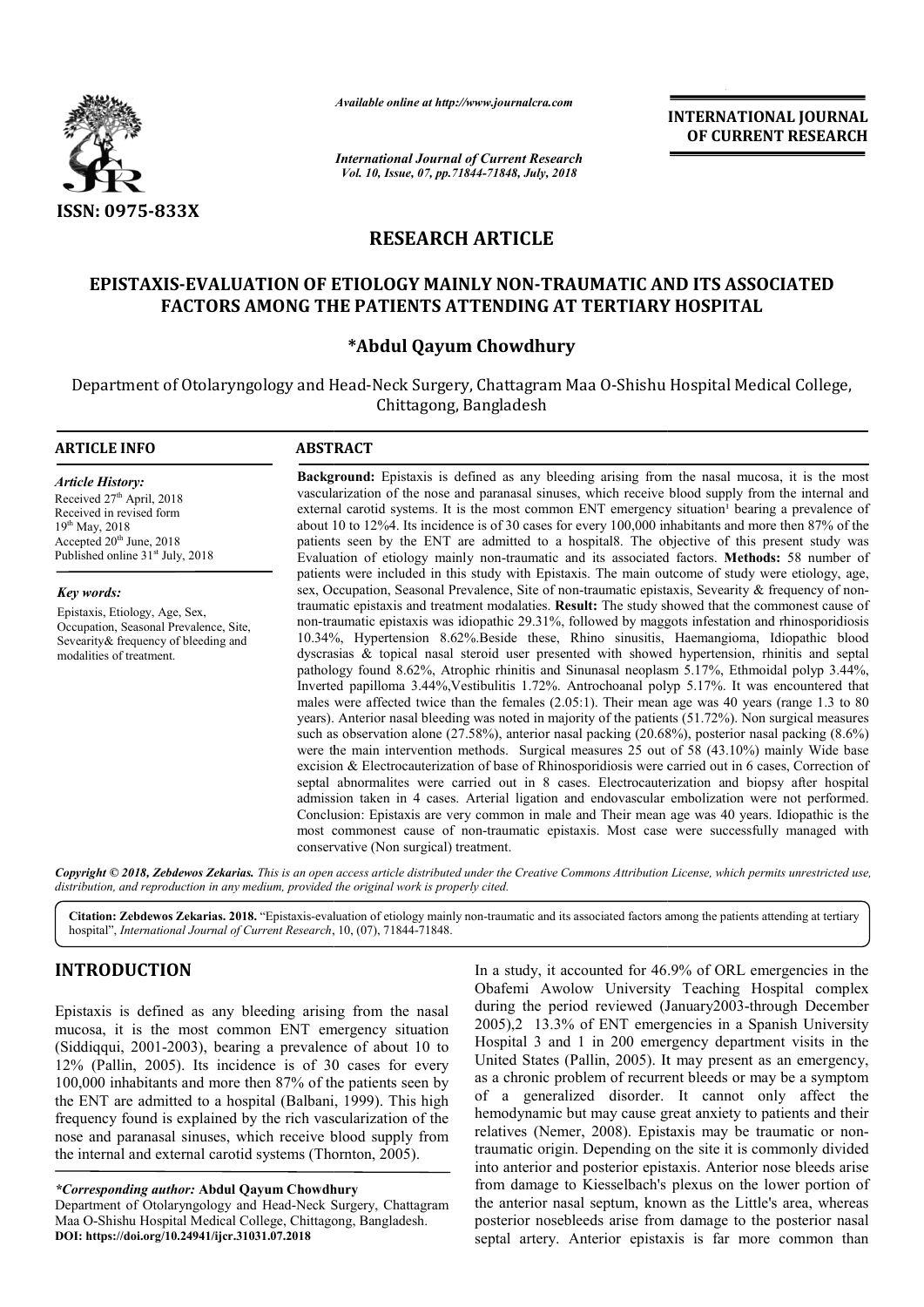# RESEARCH ARTICLE

## EPISTAXIS-EVALUATION OF ETIOLOGY MAINLY NON-TRAUMATIC AND ITS ASSOCIATED FACTORS AMONG THE PATIENTS ATTENDING AT TERTIARY HOSPITAL

**\*Abdul Qayum Chowdhury**

Department of Otolaryngology and Head-Neck Surgery, Chattagram Maa O-Shishu Hospital Medical College, Chittagong, Bangladesh

**ARTICLE INFO**

*Article History:*
Received 27th April, 2018
Received in revised form
19th May, 2018
Accepted 20th June, 2018
Published online 31st July, 2018

*Key words:*
Epistaxis, Etiology, Age, Sex, Occupation, Seasonal Prevalence, Site, Sevearity& frequency of bleeding and modalities of treatment.

**ABSTRACT**

**Background:** Epistaxis is defined as any bleeding arising from the nasal mucosa, it is the most vascularization of the nose and paranasal sinuses, which receive blood supply from the internal and external carotid systems. It is the most common ENT emergency situation[1] bearing a prevalence of about 10 to 12%4. Its incidence is of 30 cases for every 100,000 inhabitants and more then 87% of the patients seen by the ENT are admitted to a hospital8. The objective of this present study was Evaluation of etiology mainly non-traumatic and its associated factors. **Methods:** 58 number of patients were included in this study with Epistaxis. The main outcome of study were etiology, age, sex, Occupation, Seasonal Prevalence, Site of non-traumatic epistaxis, Sevearity & frequency of non-traumatic epistaxis and treatment modalaties. **Result:** The study showed that the commonest cause of non-traumatic epistaxis was idiopathic 29.31%, followed by maggots infestation and rhinosporidiosis 10.34%, Hypertension 8.62%.Beside these, Rhino sinusitis, Haemangioma, Idiopathic blood dyscrasias & topical nasal steroid user presented with showed hypertension, rhinitis and septal pathology found 8.62%, Atrophic rhinitis and Sinunasal neoplasm 5.17%, Ethmoidal polyp 3.44%, Inverted papilloma 3.44%,Vestibulitis 1.72%. Antrochoanal polyp 5.17%. It was encountered that males were affected twice than the females (2.05:1). Their mean age was 40 years (range 1.3 to 80 years). Anterior nasal bleeding was noted in majority of the patients (51.72%). Non surgical measures such as observation alone (27.58%), anterior nasal packing (20.68%), posterior nasal packing (8.6%) were the main intervention methods. Surgical measures 25 out of 58 (43.10%) mainly Wide base excision & Electrocauterization of base of Rhinosporidiosis were carried out in 6 cases, Correction of septal abnormalites were carried out in 8 cases. Electrocauterization and biopsy after hospital admission taken in 4 cases. Arterial ligation and endovascular embolization were not performed. Conclusion: Epistaxis are very common in male and Their mean age was 40 years. Idiopathic is the most commonest cause of non-traumatic epistaxis. Most case were successfully managed with conservative (Non surgical) treatment.

***Copyright © 2018, Zebdewos Zekarias.** This is an open access article distributed under the Creative Commons Attribution License, which permits unrestricted use, distribution, and reproduction in any medium, provided the original work is properly cited.*

**Citation: Zebdewos Zekarias. 2018.** "Epistaxis-evaluation of etiology mainly non-traumatic and its associated factors among the patients attending at tertiary hospital", *International Journal of Current Research*, 10, (07), 71844-71848.

## INTRODUCTION

Epistaxis is defined as any bleeding arising from the nasal mucosa, it is the most common ENT emergency situation (Siddiqqui, 2001-2003), bearing a prevalence of about 10 to 12% (Pallin, 2005). Its incidence is of 30 cases for every 100,000 inhabitants and more then 87% of the patients seen by the ENT are admitted to a hospital (Balbani, 1999). This high frequency found is explained by the rich vascularization of the nose and paranasal sinuses, which receive blood supply from the internal and external carotid systems (Thornton, 2005).

In a study, it accounted for 46.9% of ORL emergencies in the Obafemi Awolow University Teaching Hospital complex during the period reviewed (January2003-through December 2005),2 13.3% of ENT emergencies in a Spanish University Hospital 3 and 1 in 200 emergency department visits in the United States (Pallin, 2005). It may present as an emergency, as a chronic problem of recurrent bleeds or may be a symptom of a generalized disorder. It cannot only affect the hemodynamic but may cause great anxiety to patients and their relatives (Nemer, 2008). Epistaxis may be traumatic or non-traumatic origin. Depending on the site it is commonly divided into anterior and posterior epistaxis. Anterior nose bleeds arise from damage to Kiesselbach's plexus on the lower portion of the anterior nasal septum, known as the Little's area, whereas posterior nosebleeds arise from damage to the posterior nasal septal artery. Anterior epistaxis is far more common than

*\*Corresponding author:* **Abdul Qayum Chowdhury**
Department of Otolaryngology and Head-Neck Surgery, Chattagram Maa O-Shishu Hospital Medical College, Chittagong, Bangladesh.
**DOI: https://doi.org/10.24941/ijcr.31031.07.2018**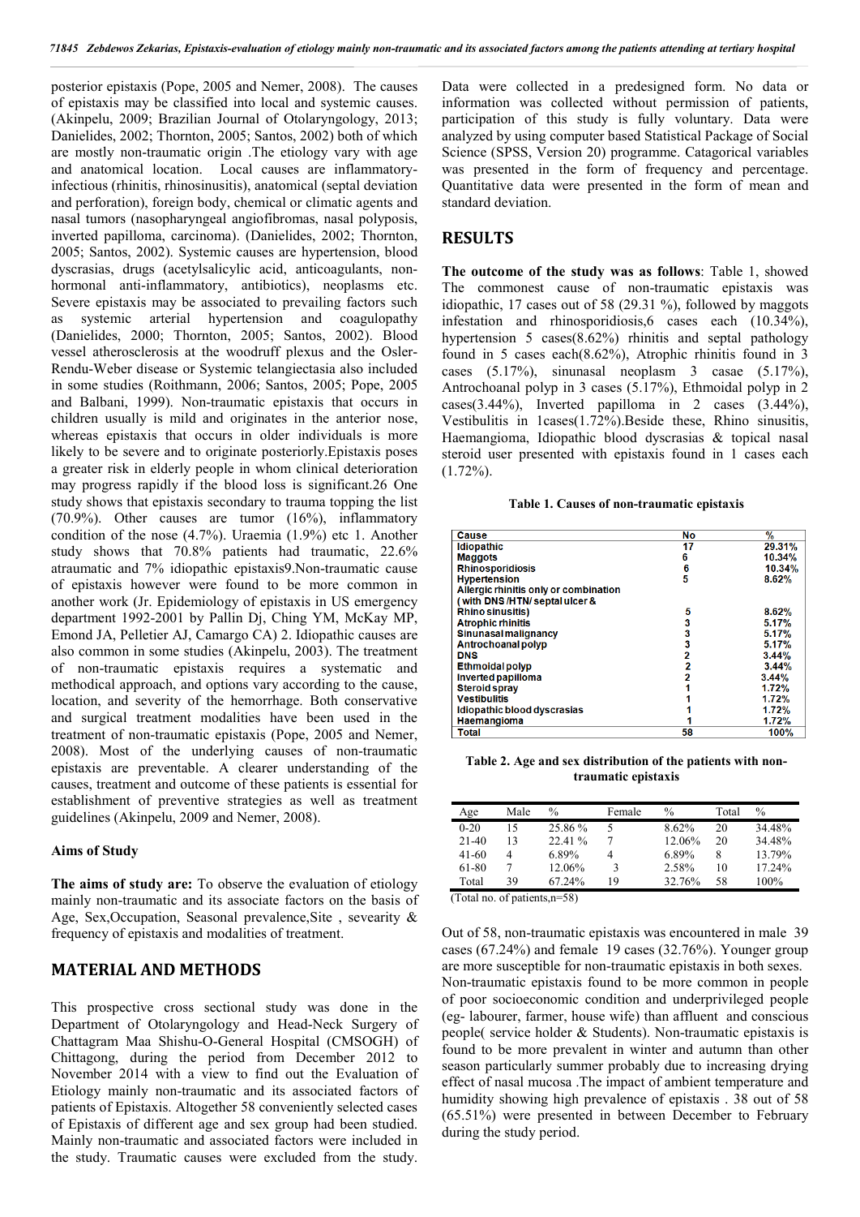posterior epistaxis (Pope, 2005 and Nemer, 2008). The causes of epistaxis may be classified into local and systemic causes. (Akinpelu, 2009; Brazilian Journal of Otolaryngology, 2013; Danielides, 2002; Thornton, 2005; Santos, 2002) both of which are mostly non-traumatic origin .The etiology vary with age and anatomical location. Local causes are inflammatory-infectious (rhinitis, rhinosinusitis), anatomical (septal deviation and perforation), foreign body, chemical or climatic agents and nasal tumors (nasopharyngeal angiofibromas, nasal polyposis, inverted papilloma, carcinoma). (Danielides, 2002; Thornton, 2005; Santos, 2002). Systemic causes are hypertension, blood dyscrasias, drugs (acetylsalicylic acid, anticoagulants, non-hormonal anti-inflammatory, antibiotics), neoplasms etc. Severe epistaxis may be associated to prevailing factors such as systemic arterial hypertension and coagulopathy (Danielides, 2000; Thornton, 2005; Santos, 2002). Blood vessel atherosclerosis at the woodruff plexus and the Osler-Rendu-Weber disease or Systemic telangiectasia also included in some studies (Roithmann, 2006; Santos, 2005; Pope, 2005 and Balbani, 1999). Non-traumatic epistaxis that occurs in children usually is mild and originates in the anterior nose, whereas epistaxis that occurs in older individuals is more likely to be severe and to originate posteriorly.Epistaxis poses a greater risk in elderly people in whom clinical deterioration may progress rapidly if the blood loss is significant.26 One study shows that epistaxis secondary to trauma topping the list (70.9%). Other causes are tumor (16%), inflammatory condition of the nose (4.7%). Uraemia (1.9%) etc 1. Another study shows that 70.8% patients had traumatic, 22.6% atraumatic and 7% idiopathic epistaxis9.Non-traumatic cause of epistaxis however were found to be more common in another work (Jr. Epidemiology of epistaxis in US emergency department 1992-2001 by Pallin Dj, Ching YM, McKay MP, Emond JA, Pelletier AJ, Camargo CA) 2. Idiopathic causes are also common in some studies (Akinpelu, 2003). The treatment of non-traumatic epistaxis requires a systematic and methodical approach, and options vary according to the cause, location, and severity of the hemorrhage. Both conservative and surgical treatment modalities have been used in the treatment of non-traumatic epistaxis (Pope, 2005 and Nemer, 2008). Most of the underlying causes of non-traumatic epistaxis are preventable. A clearer understanding of the causes, treatment and outcome of these patients is essential for establishment of preventive strategies as well as treatment guidelines (Akinpelu, 2009 and Nemer, 2008).

### Aims of Study

**The aims of study are:** To observe the evaluation of etiology mainly non-traumatic and its associate factors on the basis of Age, Sex,Occupation, Seasonal prevalence,Site , sevearity & frequency of epistaxis and modalities of treatment.

## MATERIAL AND METHODS

This prospective cross sectional study was done in the Department of Otolaryngology and Head-Neck Surgery of Chattagram Maa Shishu-O-General Hospital (CMSOGH) of Chittagong, during the period from December 2012 to November 2014 with a view to find out the Evaluation of Etiology mainly non-traumatic and its associated factors of patients of Epistaxis. Altogether 58 conveniently selected cases of Epistaxis of different age and sex group had been studied. Mainly non-traumatic and associated factors were included in the study. Traumatic causes were excluded from the study. Data were collected in a predesigned form. No data or information was collected without permission of patients, participation of this study is fully voluntary. Data were analyzed by using computer based Statistical Package of Social Science (SPSS, Version 20) programme. Catagorical variables was presented in the form of frequency and percentage. Quantitative data were presented in the form of mean and standard deviation.

## RESULTS

**The outcome of the study was as follows**: Table 1, showed The commonest cause of non-traumatic epistaxis was idiopathic, 17 cases out of 58 (29.31 %), followed by maggots infestation and rhinosporidiosis,6 cases each (10.34%), hypertension 5 cases(8.62%) rhinitis and septal pathology found in 5 cases each(8.62%), Atrophic rhinitis found in 3 cases (5.17%), sinunasal neoplasm 3 casae (5.17%), Antrochoanal polyp in 3 cases (5.17%), Ethmoidal polyp in 2 cases(3.44%), Inverted papilloma in 2 cases (3.44%), Vestibulitis in 1cases(1.72%).Beside these, Rhino sinusitis, Haemangioma, Idiopathic blood dyscrasias & topical nasal steroid user presented with epistaxis found in 1 cases each (1.72%).

**Table 1. Causes of non-traumatic epistaxis**

| Cause | No | % |
|---|---|---|
| Idiopathic | 17 | 29.31% |
| Maggots | 6 | 10.34% |
| Rhinosporidiosis | 6 | 10.34% |
| Hypertension | 5 | 8.62% |
| Allergic rhinitis only or combination ( with DNS /HTN/ septal ulcer & Rhino sinusitis) | 5 | 8.62% |
| Atrophic rhinitis | 3 | 5.17% |
| Sinunasal malignancy | 3 | 5.17% |
| Antrochoanal polyp | 3 | 5.17% |
| DNS | 2 | 3.44% |
| Ethmoidal polyp | 2 | 3.44% |
| Inverted papilloma | 2 | 3.44% |
| Steroid spray | 1 | 1.72% |
| Vestibulitis | 1 | 1.72% |
| Idiopathic blood dyscrasias | 1 | 1.72% |
| Haemangioma | 1 | 1.72% |
| Total | 58 | 100% |

**Table 2. Age and sex distribution of the patients with non-traumatic epistaxis**

| Age | Male | % | Female | % | Total | % |
|---|---|---|---|---|---|---|
| 0-20 | 15 | 25.86 % | 5 | 8.62% | 20 | 34.48% |
| 21-40 | 13 | 22.41 % | 7 | 12.06% | 20 | 34.48% |
| 41-60 | 4 | 6.89% | 4 | 6.89% | 8 | 13.79% |
| 61-80 | 7 | 12.06% | 3 | 2.58% | 10 | 17.24% |
| Total | 39 | 67.24% | 19 | 32.76% | 58 | 100% |

(Total no. of patients,n=58)

Out of 58, non-traumatic epistaxis was encountered in male 39 cases (67.24%) and female 19 cases (32.76%). Younger group are more susceptible for non-traumatic epistaxis in both sexes. Non-traumatic epistaxis found to be more common in people of poor socioeconomic condition and underprivileged people (eg- labourer, farmer, house wife) than affluent and conscious people( service holder & Students). Non-traumatic epistaxis is found to be more prevalent in winter and autumn than other season particularly summer probably due to increasing drying effect of nasal mucosa .The impact of ambient temperature and humidity showing high prevalence of epistaxis . 38 out of 58 (65.51%) were presented in between December to February during the study period.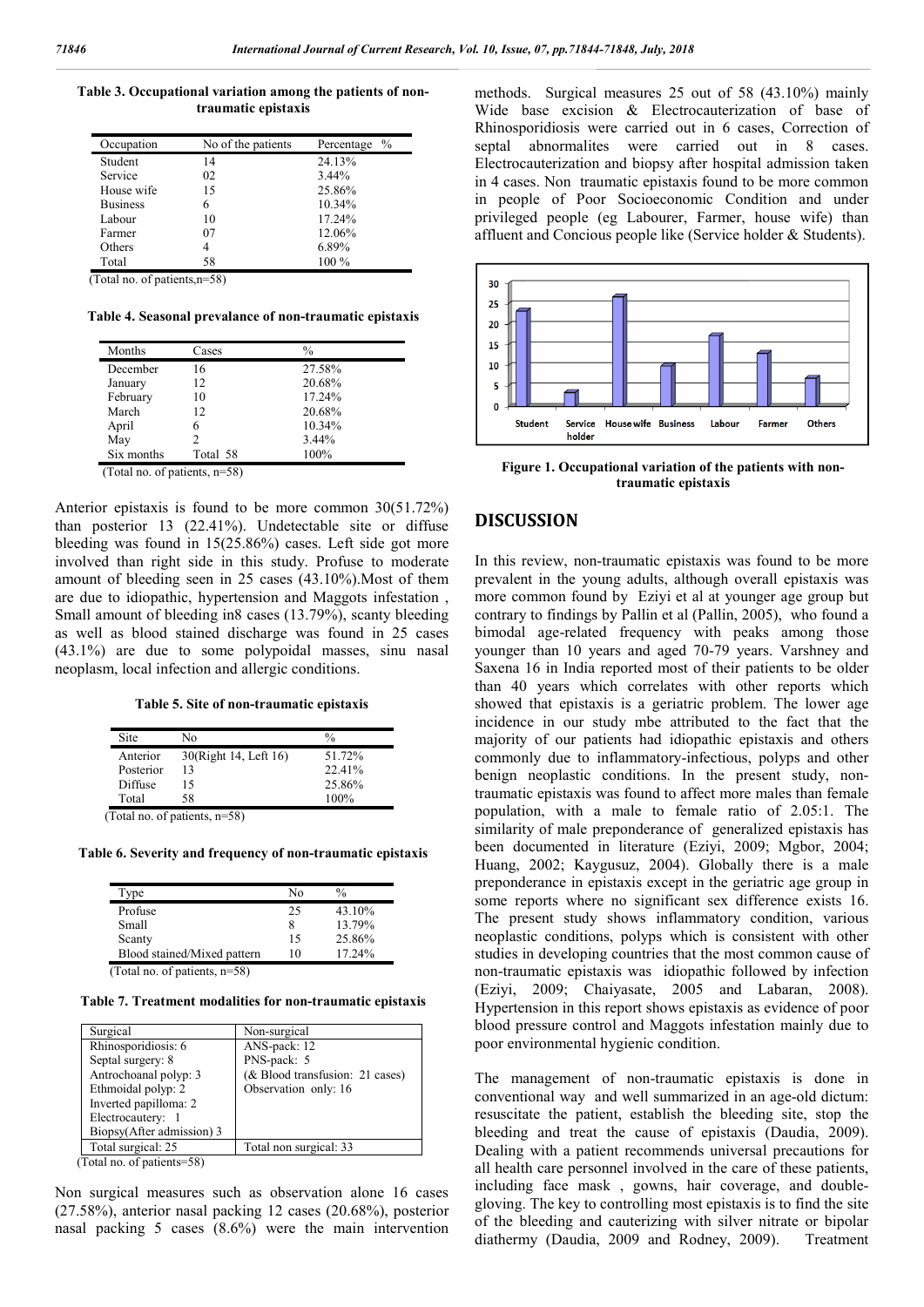**Table 3. Occupational variation among the patients of non-traumatic epistaxis**

| Occupation | No of the patients | Percentage % |
|---|---|---|
| Student | 14 | 24.13% |
| Service | 02 | 3.44% |
| House wife | 15 | 25.86% |
| Business | 6 | 10.34% |
| Labour | 10 | 17.24% |
| Farmer | 07 | 12.06% |
| Others | 4 | 6.89% |
| Total | 58 | 100 % |

(Total no. of patients,n=58)

**Table 4. Seasonal prevalance of non-traumatic epistaxis**

| Months | Cases | % |
|---|---|---|
| December | 16 | 27.58% |
| January | 12 | 20.68% |
| February | 10 | 17.24% |
| March | 12 | 20.68% |
| April | 6 | 10.34% |
| May | 2 | 3.44% |
| Six months | Total 58 | 100% |

(Total no. of patients, n=58)

Anterior epistaxis is found to be more common 30(51.72%) than posterior 13 (22.41%). Undetectable site or diffuse bleeding was found in 15(25.86%) cases. Left side got more involved than right side in this study. Profuse to moderate amount of bleeding seen in 25 cases (43.10%).Most of them are due to idiopathic, hypertension and Maggots infestation , Small amount of bleeding in8 cases (13.79%), scanty bleeding as well as blood stained discharge was found in 25 cases (43.1%) are due to some polypoidal masses, sinu nasal neoplasm, local infection and allergic conditions.

**Table 5. Site of non-traumatic epistaxis**

| Site | No | % |
|---|---|---|
| Anterior | 30(Right 14, Left 16) | 51.72% |
| Posterior | 13 | 22.41% |
| Diffuse | 15 | 25.86% |
| Total | 58 | 100% |

(Total no. of patients, n=58)

**Table 6. Severity and frequency of non-traumatic epistaxis**

| Type | No | % |
|---|---|---|
| Profuse | 25 | 43.10% |
| Small | 8 | 13.79% |
| Scanty | 15 | 25.86% |
| Blood stained/Mixed pattern | 10 | 17.24% |

(Total no. of patients, n=58)

**Table 7. Treatment modalities for non-traumatic epistaxis**

| Surgical | Non-surgical |
|---|---|
| Rhinosporidiosis: 6 | ANS-pack: 12 |
| Septal surgery: 8 | PNS-pack: 5 |
| Antrochoanal polyp: 3 | (& Blood transfusion: 21 cases) |
| Ethmoidal polyp: 2 | Observation only: 16 |
| Inverted papilloma: 2 | |
| Electrocautery: 1 | |
| Biopsy(After admission) 3 | |
| Total surgical: 25 | Total non surgical: 33 |

(Total no. of patients=58)

Non surgical measures such as observation alone 16 cases (27.58%), anterior nasal packing 12 cases (20.68%), posterior nasal packing 5 cases (8.6%) were the main intervention methods. Surgical measures 25 out of 58 (43.10%) mainly Wide base excision & Electrocauterization of base of Rhinosporidiosis were carried out in 6 cases, Correction of septal abnormalites were carried out in 8 cases. Electrocauterization and biopsy after hospital admission taken in 4 cases. Non traumatic epistaxis found to be more common in people of Poor Socioeconomic Condition and under privileged people (eg Labourer, Farmer, house wife) than affluent and Concious people like (Service holder & Students).

**Figure 1. Occupational variation of the patients with non-traumatic epistaxis**

## DISCUSSION

In this review, non-traumatic epistaxis was found to be more prevalent in the young adults, although overall epistaxis was more common found by Eziyi et al at younger age group but contrary to findings by Pallin et al (Pallin, 2005), who found a bimodal age-related frequency with peaks among those younger than 10 years and aged 70-79 years. Varshney and Saxena 16 in India reported most of their patients to be older than 40 years which correlates with other reports which showed that epistaxis is a geriatric problem. The lower age incidence in our study mbe attributed to the fact that the majority of our patients had idiopathic epistaxis and others commonly due to inflammatory-infectious, polyps and other benign neoplastic conditions. In the present study, non-traumatic epistaxis was found to affect more males than female population, with a male to female ratio of 2.05:1. The similarity of male preponderance of generalized epistaxis has been documented in literature (Eziyi, 2009; Mgbor, 2004; Huang, 2002; Kaygusuz, 2004). Globally there is a male preponderance in epistaxis except in the geriatric age group in some reports where no significant sex difference exists 16. The present study shows inflammatory condition, various neoplastic conditions, polyps which is consistent with other studies in developing countries that the most common cause of non-traumatic epistaxis was idiopathic followed by infection (Eziyi, 2009; Chaiyasate, 2005 and Labaran, 2008). Hypertension in this report shows epistaxis as evidence of poor blood pressure control and Maggots infestation mainly due to poor environmental hygienic condition.

The management of non-traumatic epistaxis is done in conventional way and well summarized in an age-old dictum: resuscitate the patient, establish the bleeding site, stop the bleeding and treat the cause of epistaxis (Daudia, 2009). Dealing with a patient recommends universal precautions for all health care personnel involved in the care of these patients, including face mask , gowns, hair coverage, and double-gloving. The key to controlling most epistaxis is to find the site of the bleeding and cauterizing with silver nitrate or bipolar diathermy (Daudia, 2009 and Rodney, 2009). Treatment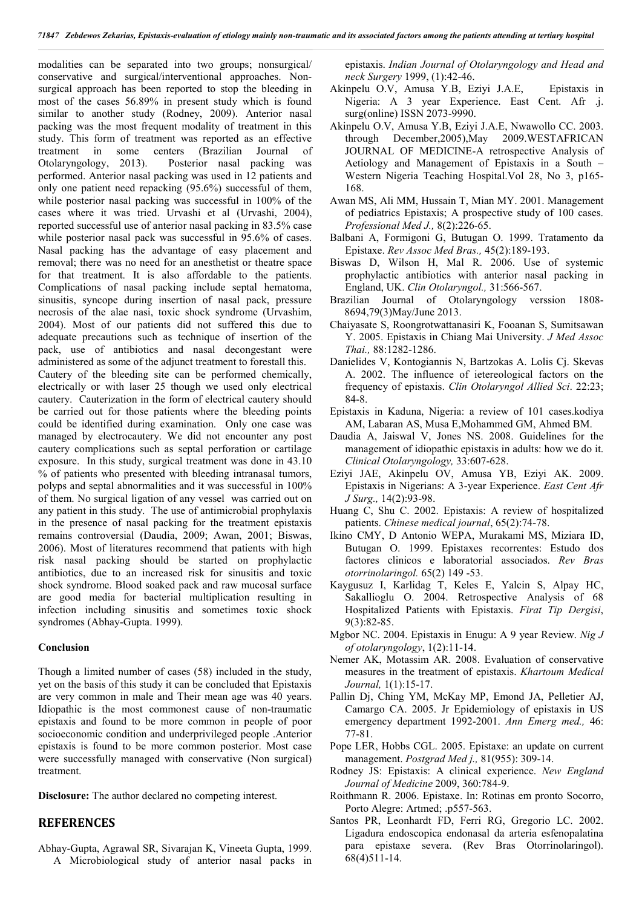modalities can be separated into two groups; nonsurgical/ conservative and surgical/interventional approaches. Non-surgical approach has been reported to stop the bleeding in most of the cases 56.89% in present study which is found similar to another study (Rodney, 2009). Anterior nasal packing was the most frequent modality of treatment in this study. This form of treatment was reported as an effective treatment in some centers (Brazilian Journal of Otolaryngology, 2013). Posterior nasal packing was performed. Anterior nasal packing was used in 12 patients and only one patient need repacking (95.6%) successful of them, while posterior nasal packing was successful in 100% of the cases where it was tried. Urvashi et al (Urvashi, 2004), reported successful use of anterior nasal packing in 83.5% case while posterior nasal pack was successful in 95.6% of cases. Nasal packing has the advantage of easy placement and removal; there was no need for an anesthetist or theatre space for that treatment. It is also affordable to the patients. Complications of nasal packing include septal hematoma, sinusitis, syncope during insertion of nasal pack, pressure necrosis of the alae nasi, toxic shock syndrome (Urvashim, 2004). Most of our patients did not suffered this due to adequate precautions such as technique of insertion of the pack, use of antibiotics and nasal decongestant were administered as some of the adjunct treatment to forestall this. Cautery of the bleeding site can be performed chemically, electrically or with laser 25 though we used only electrical cautery. Cauterization in the form of electrical cautery should be carried out for those patients where the bleeding points could be identified during examination. Only one case was managed by electrocautery. We did not encounter any post cautery complications such as septal perforation or cartilage exposure. In this study, surgical treatment was done in 43.10 % of patients who presented with bleeding intranasal tumors, polyps and septal abnormalities and it was successful in 100% of them. No surgical ligation of any vessel was carried out on any patient in this study. The use of antimicrobial prophylaxis in the presence of nasal packing for the treatment epistaxis remains controversial (Daudia, 2009; Awan, 2001; Biswas, 2006). Most of literatures recommend that patients with high risk nasal packing should be started on prophylactic antibiotics, due to an increased risk for sinusitis and toxic shock syndrome. Blood soaked pack and raw mucosal surface are good media for bacterial multiplication resulting in infection including sinusitis and sometimes toxic shock syndromes (Abhay-Gupta. 1999).

**Conclusion**

Though a limited number of cases (58) included in the study, yet on the basis of this study it can be concluded that Epistaxis are very common in male and Their mean age was 40 years. Idiopathic is the most commonest cause of non-traumatic epistaxis and found to be more common in people of poor socioeconomic condition and underprivileged people .Anterior epistaxis is found to be more common posterior. Most case were successfully managed with conservative (Non surgical) treatment.

**Disclosure:** The author declared no competing interest.

## REFERENCES

Abhay-Gupta, Agrawal SR, Sivarajan K, Vineeta Gupta, 1999. A Microbiological study of anterior nasal packs in epistaxis. *Indian Journal of Otolaryngology and Head and neck Surgery* 1999, (1):42-46.

Akinpelu O.V, Amusa Y.B, Eziyi J.A.E, Epistaxis in Nigeria: A 3 year Experience. East Cent. Afr .j. surg(online) ISSN 2073-9990.

Akinpelu O.V, Amusa Y.B, Eziyi J.A.E, Nwawollo CC. 2003. through December,2005),May 2009.WESTAFRICAN JOURNAL OF MEDICINE-A retrospective Analysis of Aetiology and Management of Epistaxis in a South –Western Nigeria Teaching Hospital.Vol 28, No 3, p165-168.

Awan MS, Ali MM, Hussain T, Mian MY. 2001. Management of pediatrics Epistaxis; A prospective study of 100 cases. *Professional Med J.,* 8(2):226-65.

Balbani A, Formigoni G, Butugan O. 1999. Tratamento da Epistaxe. *Rev Assoc Med Bras.,* 45(2):189-193.

Biswas D, Wilson H, Mal R. 2006. Use of systemic prophylactic antibiotics with anterior nasal packing in England, UK. *Clin Otolaryngol.,* 31:566-567.

Brazilian Journal of Otolaryngology verssion 1808-8694,79(3)May/June 2013.

Chaiyasate S, Roongrotwattanasiri K, Fooanan S, Sumitsawan Y. 2005. Epistaxis in Chiang Mai University. *J Med Assoc Thai.,* 88:1282-1286.

Danielides V, Kontogiannis N, Bartzokas A. Lolis Cj. Skevas A. 2002. The influence of ietereological factors on the frequency of epistaxis. *Clin Otolaryngol Allied Sci*. 22:23; 84-8.

Epistaxis in Kaduna, Nigeria: a review of 101 cases.kodiya AM, Labaran AS, Musa E,Mohammed GM, Ahmed BM.

Daudia A, Jaiswal V, Jones NS. 2008. Guidelines for the management of idiopathic epistaxis in adults: how we do it. *Clinical Otolaryngology,* 33:607-628.

Eziyi JAE, Akinpelu OV, Amusa YB, Eziyi AK. 2009. Epistaxis in Nigerians: A 3-year Experience. *East Cent Afr J Surg.,* 14(2):93-98.

Huang C, Shu C. 2002. Epistaxis: A review of hospitalized patients. *Chinese medical journal*, 65(2):74-78.

Ikino CMY, D Antonio WEPA, Murakami MS, Miziara ID, Butugan O. 1999. Epistaxes recorrentes: Estudo dos factores clinicos e laboratorial associados. *Rev Bras otorrinolaringol.* 65(2) 149 -53.

Kaygusuz I, Karlidag T, Keles E, Yalcin S, Alpay HC, Sakallioglu O. 2004. Retrospective Analysis of 68 Hospitalized Patients with Epistaxis. *Firat Tip Dergisi*, 9(3):82-85.

Mgbor NC. 2004. Epistaxis in Enugu: A 9 year Review. *Nig J of otolaryngology*, 1(2):11-14.

Nemer AK, Motassim AR. 2008. Evaluation of conservative measures in the treatment of epistaxis. *Khartoum Medical Journal,* 1(1):15-17.

Pallin Dj, Ching YM, McKay MP, Emond JA, Pelletier AJ, Camargo CA. 2005. Jr Epidemiology of epistaxis in US emergency department 1992-2001. *Ann Emerg med.,* 46: 77-81.

Pope LER, Hobbs CGL. 2005. Epistaxe: an update on current management. *Postgrad Med j.,* 81(955): 309-14.

Rodney JS: Epistaxis: A clinical experience. *New England Journal of Medicine* 2009, 360:784-9.

Roithmann R. 2006. Epistaxe. In: Rotinas em pronto Socorro, Porto Alegre: Artmed; .p557-563.

Santos PR, Leonhardt FD, Ferri RG, Gregorio LC. 2002. Ligadura endoscopica endonasal da arteria esfenopalatina para epistaxe severa. (Rev Bras Otorrinolaringol). 68(4)511-14.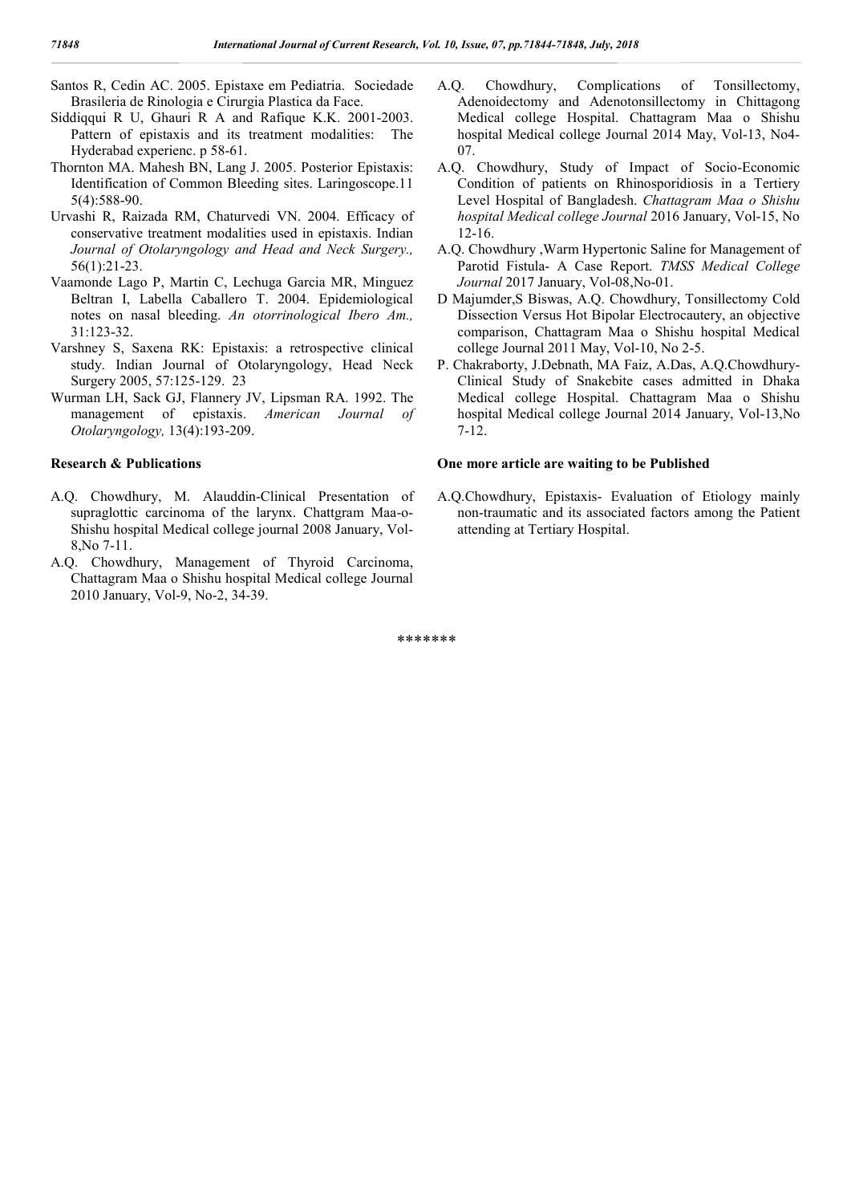Santos R, Cedin AC. 2005. Epistaxe em Pediatria. Sociedade Brasileria de Rinologia e Cirurgia Plastica da Face.

Siddiqqui R U, Ghauri R A and Rafique K.K. 2001-2003. Pattern of epistaxis and its treatment modalities: The Hyderabad experienc. p 58-61.

Thornton MA. Mahesh BN, Lang J. 2005. Posterior Epistaxis: Identification of Common Bleeding sites. Laringoscope.11 5(4):588-90.

Urvashi R, Raizada RM, Chaturvedi VN. 2004. Efficacy of conservative treatment modalities used in epistaxis. Indian *Journal of Otolaryngology and Head and Neck Surgery.,* 56(1):21-23.

Vaamonde Lago P, Martin C, Lechuga Garcia MR, Minguez Beltran I, Labella Caballero T. 2004. Epidemiological notes on nasal bleeding. *An otorrinological Ibero Am.,* 31:123-32.

Varshney S, Saxena RK: Epistaxis: a retrospective clinical study. Indian Journal of Otolaryngology, Head Neck Surgery 2005, 57:125-129. 23

Wurman LH, Sack GJ, Flannery JV, Lipsman RA. 1992. The management of epistaxis. *American Journal of Otolaryngology,* 13(4):193-209.

**Research & Publications**

A.Q. Chowdhury, M. Alauddin-Clinical Presentation of supraglottic carcinoma of the larynx. Chattgram Maa-o-Shishu hospital Medical college journal 2008 January, Vol-8,No 7-11.

A.Q. Chowdhury, Management of Thyroid Carcinoma, Chattagram Maa o Shishu hospital Medical college Journal 2010 January, Vol-9, No-2, 34-39.

A.Q. Chowdhury, Complications of Tonsillectomy, Adenoidectomy and Adenotonsillectomy in Chittagong Medical college Hospital. Chattagram Maa o Shishu hospital Medical college Journal 2014 May, Vol-13, No4-07.

A.Q. Chowdhury, Study of Impact of Socio-Economic Condition of patients on Rhinosporidiosis in a Tertiery Level Hospital of Bangladesh. *Chattagram Maa o Shishu hospital Medical college Journal* 2016 January, Vol-15, No 12-16.

A.Q. Chowdhury ,Warm Hypertonic Saline for Management of Parotid Fistula- A Case Report. *TMSS Medical College Journal* 2017 January, Vol-08,No-01.

D Majumder,S Biswas, A.Q. Chowdhury, Tonsillectomy Cold Dissection Versus Hot Bipolar Electrocautery, an objective comparison, Chattagram Maa o Shishu hospital Medical college Journal 2011 May, Vol-10, No 2-5.

P. Chakraborty, J.Debnath, MA Faiz, A.Das, A.Q.Chowdhury-Clinical Study of Snakebite cases admitted in Dhaka Medical college Hospital. Chattagram Maa o Shishu hospital Medical college Journal 2014 January, Vol-13,No 7-12.

**One more article are waiting to be Published**

A.Q.Chowdhury, Epistaxis- Evaluation of Etiology mainly non-traumatic and its associated factors among the Patient attending at Tertiary Hospital.

\*\*\*\*\*\*\*